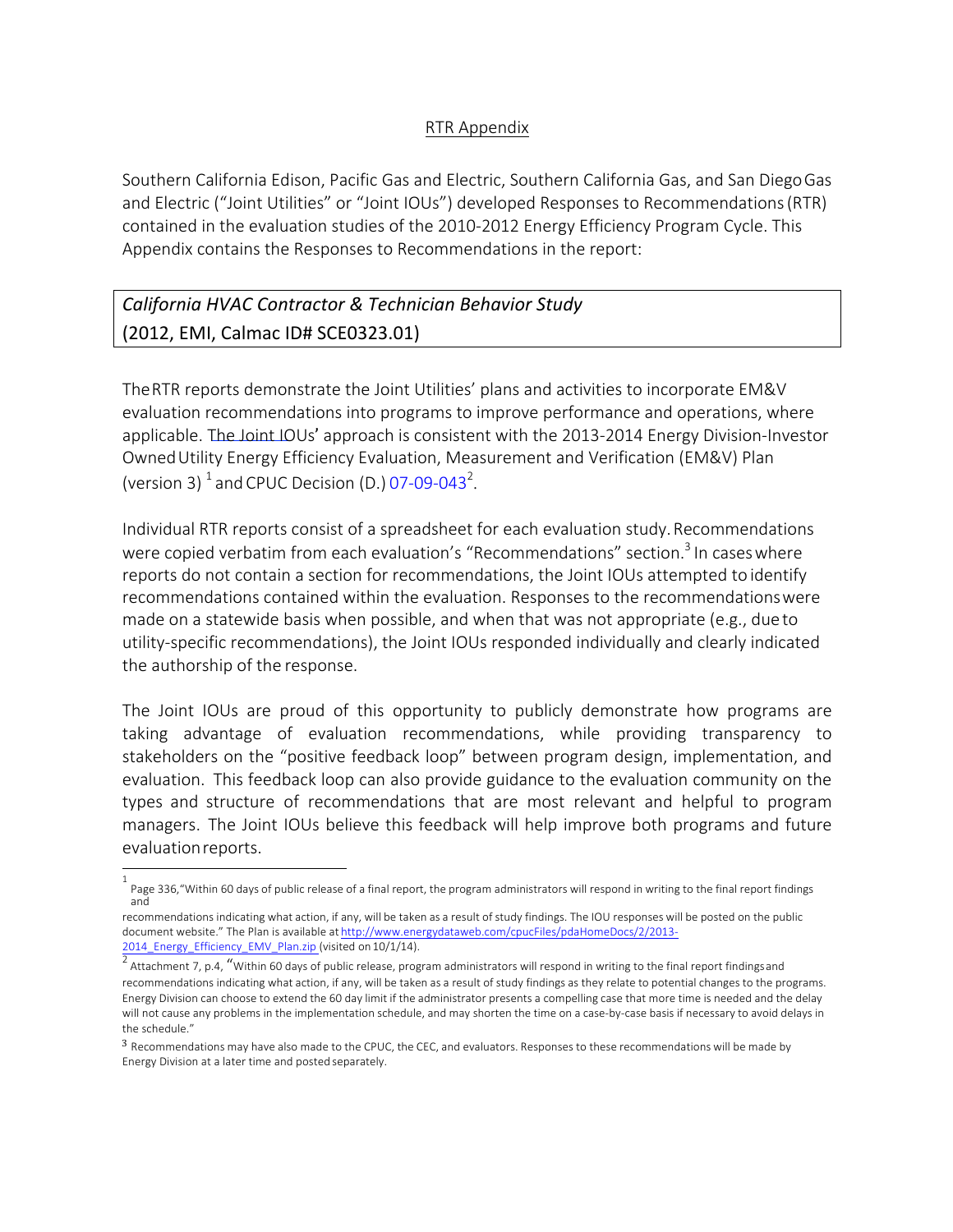# RTR Appendix

Southern California Edison, Pacific Gas and Electric, Southern California Gas, and San Diego Gas and Electric ("Joint Utilities" or "Joint IOUs") developed Responses to Recommendations (RTR) contained in the evaluation studies of the 2010-2012 Energy Efficiency Program Cycle. This Appendix contains the Responses to Recommendations in the report:

| *California HVAC Contractor & Technician Behavior Study* (2012, EMI, Calmac ID# SCE0323.01) |
|---|

The RTR reports demonstrate the Joint Utilities' plans and activities to incorporate EM&V evaluation recommendations into programs to improve performance and operations, where applicable. The Joint IOUs' approach is consistent with the 2013-2014 Energy Division-Investor Owned Utility Energy Efficiency Evaluation, Measurement and Verification (EM&V) Plan (version 3) [1] and CPUC Decision (D.) 07-09-043[2].

Individual RTR reports consist of a spreadsheet for each evaluation study. Recommendations were copied verbatim from each evaluation's "Recommendations" section.[3] In cases where reports do not contain a section for recommendations, the Joint IOUs attempted to identify recommendations contained within the evaluation. Responses to the recommendations were made on a statewide basis when possible, and when that was not appropriate (e.g., due to utility-specific recommendations), the Joint IOUs responded individually and clearly indicated the authorship of the response.

The Joint IOUs are proud of this opportunity to publicly demonstrate how programs are taking advantage of evaluation recommendations, while providing transparency to stakeholders on the "positive feedback loop" between program design, implementation, and evaluation. This feedback loop can also provide guidance to the evaluation community on the types and structure of recommendations that are most relevant and helpful to program managers. The Joint IOUs believe this feedback will help improve both programs and future evaluation reports.

---

[1] Page 336, "Within 60 days of public release of a final report, the program administrators will respond in writing to the final report findings and recommendations indicating what action, if any, will be taken as a result of study findings. The IOU responses will be posted on the public document website." The Plan is available at http://www.energydataweb.com/cpucFiles/pdaHomeDocs/2/2013-2014_Energy_Efficiency_EMV_Plan.zip (visited on 10/1/14).

[2] Attachment 7, p.4, "Within 60 days of public release, program administrators will respond in writing to the final report findings and recommendations indicating what action, if any, will be taken as a result of study findings as they relate to potential changes to the programs. Energy Division can choose to extend the 60 day limit if the administrator presents a compelling case that more time is needed and the delay will not cause any problems in the implementation schedule, and may shorten the time on a case-by-case basis if necessary to avoid delays in the schedule."

[3] Recommendations may have also made to the CPUC, the CEC, and evaluators. Responses to these recommendations will be made by Energy Division at a later time and posted separately.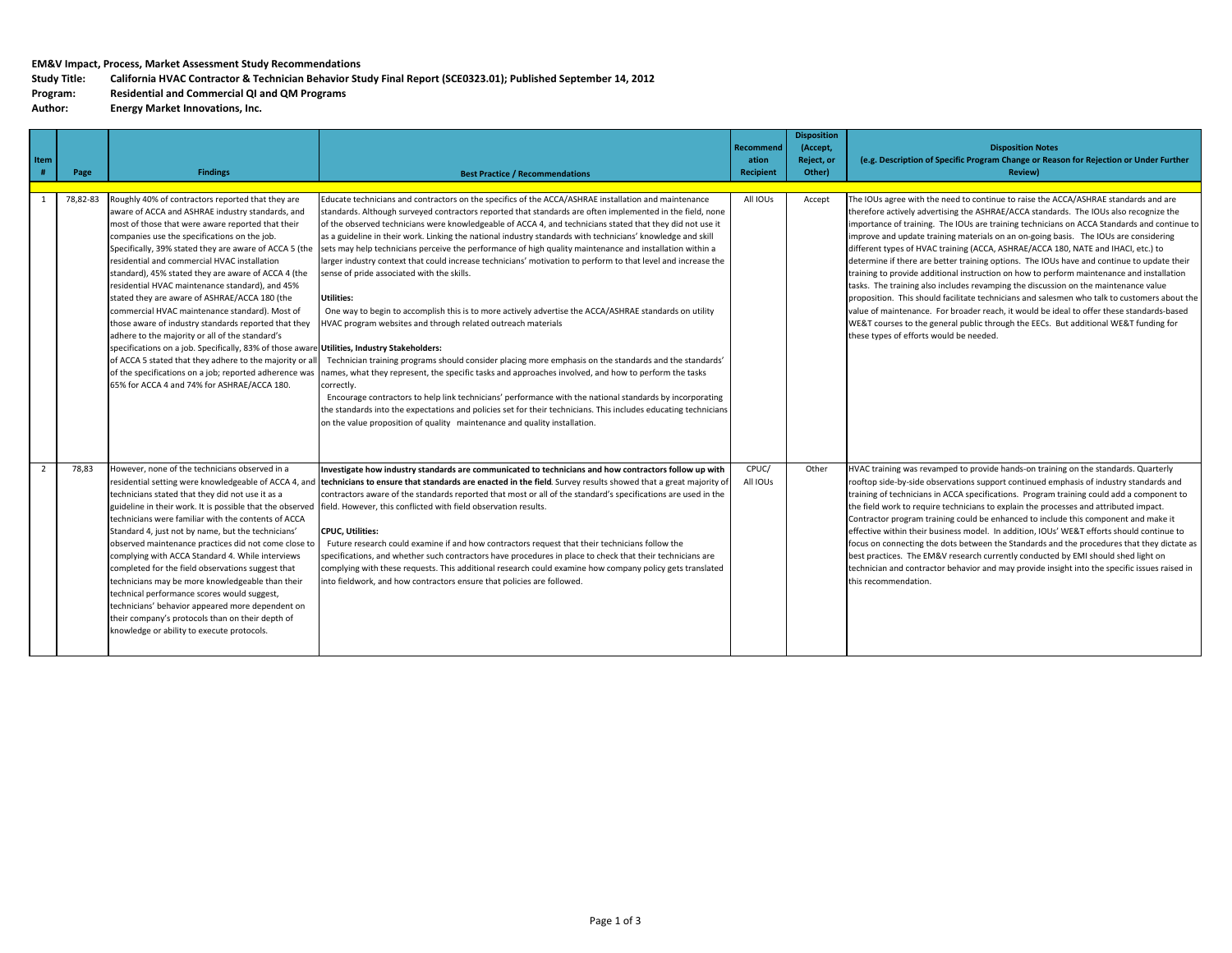**EM&V Impact, Process, Market Assessment Study Recommendations**

**Study Title:** California HVAC Contractor & Technician Behavior Study Final Report (SCE0323.01); Published September 14, 2012

**Program:** Residential and Commercial QI and QM Programs

**Author:** Energy Market Innovations, Inc.

| Item # | Page | Findings | Best Practice / Recommendations | Recommendation Recipient | Disposition (Accept, Reject, or Other) | Disposition Notes (e.g. Description of Specific Program Change or Reason for Rejection or Under Further Review) |
|---|---|---|---|---|---|---|
| 1 | 78,82-83 | Roughly 40% of contractors reported that they are aware of ACCA and ASHRAE industry standards, and most of those that were aware reported that their companies use the specifications on the job. Specifically, 39% stated they are aware of ACCA 5 (the residential and commercial HVAC installation standard), 45% stated they are aware of ACCA 4 (the residential HVAC maintenance standard), and 45% stated they are aware of ASHRAE/ACCA 180 (the commercial HVAC maintenance standard). Most of those aware of industry standards reported that they adhere to the majority or all of the standard's specifications on a job. Specifically, 83% of those aware of ACCA 5 stated that they adhere to the majority or all of the specifications on a job; reported adherence was 65% for ACCA 4 and 74% for ASHRAE/ACCA 180. | Educate technicians and contractors on the specifics of the ACCA/ASHRAE installation and maintenance standards. Although surveyed contractors reported that standards are often implemented in the field, none of the observed technicians were knowledgeable of ACCA 4, and technicians stated that they did not use it as a guideline in their work. Linking the national industry standards with technicians' knowledge and skill sets may help technicians perceive the performance of high quality maintenance and installation within a larger industry context that could increase technicians' motivation to perform to that level and increase the sense of pride associated with the skills.<br><br>**Utilities:**<br>One way to begin to accomplish this is to more actively advertise the ACCA/ASHRAE standards on utility HVAC program websites and through related outreach materials<br><br>**Utilities, Industry Stakeholders:**<br>Technician training programs should consider placing more emphasis on the standards and the standards' names, what they represent, the specific tasks and approaches involved, and how to perform the tasks correctly.<br>Encourage contractors to help link technicians' performance with the national standards by incorporating the standards into the expectations and policies set for their technicians. This includes educating technicians on the value proposition of quality maintenance and quality installation. | All IOUs | Accept | The IOUs agree with the need to continue to raise the ACCA/ASHRAE standards and are therefore actively advertising the ASHRAE/ACCA standards. The IOUs also recognize the importance of training. The IOUs are training technicians on ACCA Standards and continue to improve and update training materials on an on-going basis. The IOUs are considering different types of HVAC training (ACCA, ASHRAE/ACCA 180, NATE and IHACI, etc.) to determine if there are better training options. The IOUs have and continue to update their training to provide additional instruction on how to perform maintenance and installation tasks. The training also includes revamping the discussion on the maintenance value proposition. This should facilitate technicians and salesmen who talk to customers about the value of maintenance. For broader reach, it would be ideal to offer these standards-based WE&T courses to the general public through the EECs. But additional WE&T funding for these types of efforts would be needed. |
| 2 | 78,83 | However, none of the technicians observed in a residential setting were knowledgeable of ACCA 4, and technicians stated that they did not use it as a guideline in their work. It is possible that the observed technicians were familiar with the contents of ACCA Standard 4, just not by name, but the technicians' observed maintenance practices did not come close to complying with ACCA Standard 4. While interviews completed for the field observations suggest that technicians may be more knowledgeable than their technical performance scores would suggest, technicians' behavior appeared more dependent on their company's protocols than on their depth of knowledge or ability to execute protocols. | **Investigate how industry standards are communicated to technicians and how contractors follow up with technicians to ensure that standards are enacted in the field**. Survey results showed that a great majority of contractors aware of the standards reported that most or all of the standard's specifications are used in the field. However, this conflicted with field observation results.<br><br>**CPUC, Utilities:**<br>Future research could examine if and how contractors request that their technicians follow the specifications, and whether such contractors have procedures in place to check that their technicians are complying with these requests. This additional research could examine how company policy gets translated into fieldwork, and how contractors ensure that policies are followed. | CPUC/ All IOUs | Other | HVAC training was revamped to provide hands-on training on the standards. Quarterly rooftop side-by-side observations support continued emphasis of industry standards and training of technicians in ACCA specifications. Program training could add a component to the field work to require technicians to explain the processes and attributed impact. Contractor program training could be enhanced to include this component and make it effective within their business model. In addition, IOUs' WE&T efforts should continue to focus on connecting the dots between the Standards and the procedures that they dictate as best practices. The EM&V research currently conducted by EMI should shed light on technician and contractor behavior and may provide insight into the specific issues raised in this recommendation. |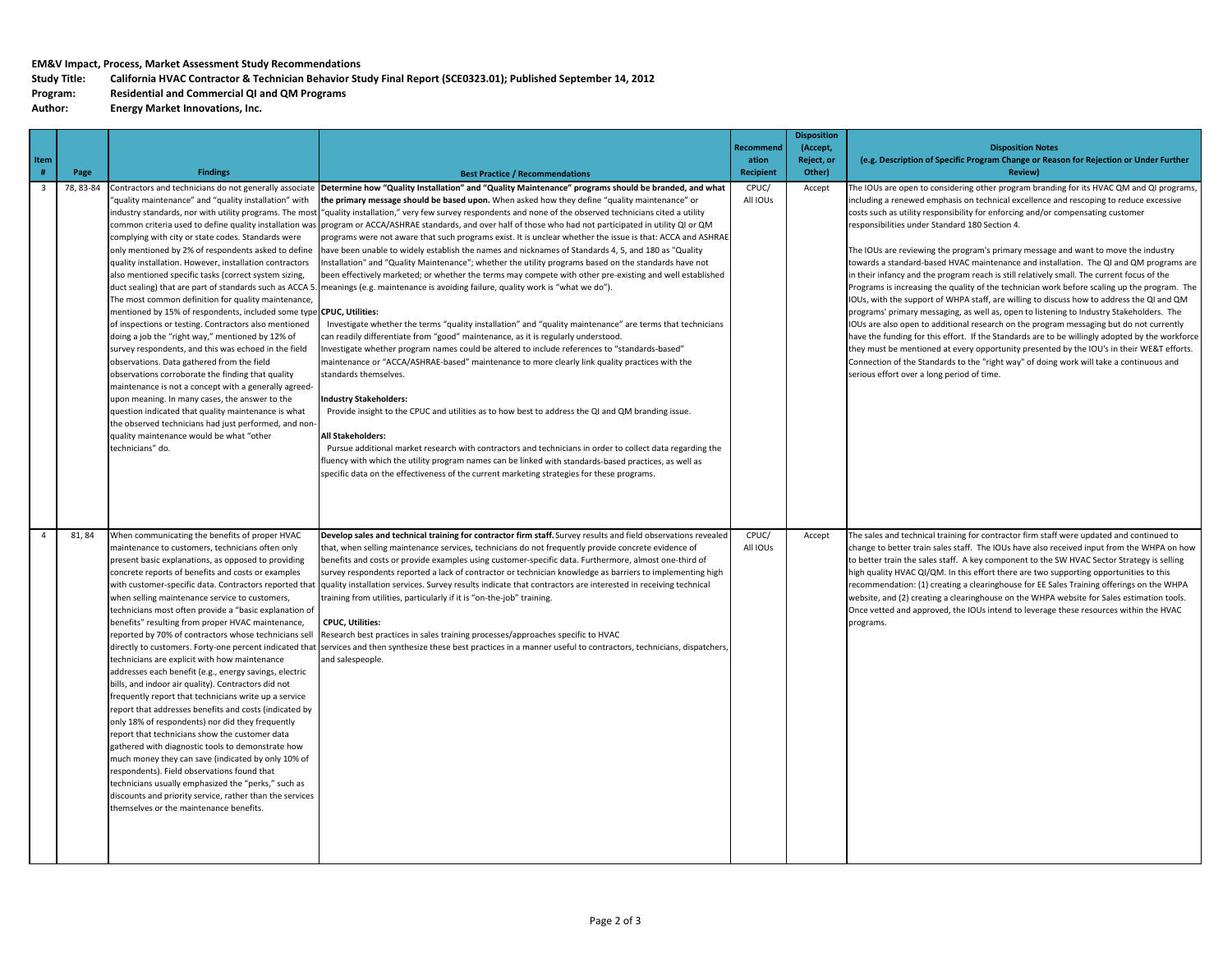**EM&V Impact, Process, Market Assessment Study Recommendations**

**Study Title:** **California HVAC Contractor & Technician Behavior Study Final Report (SCE0323.01); Published September 14, 2012**

**Program:** **Residential and Commercial QI and QM Programs**

**Author:** **Energy Market Innovations, Inc.**

| Item # | Page | Findings | Best Practice / Recommendations | Recommendation Recipient | Disposition (Accept, Reject, or Other) | Disposition Notes (e.g. Description of Specific Program Change or Reason for Rejection or Under Further Review) |
|---|---|---|---|---|---|---|
| 3 | 78, 83-84 | Contractors and technicians do not generally associate "quality maintenance" and "quality installation" with industry standards, nor with utility programs. The most common criteria used to define quality installation was complying with city or state codes. Standards were only mentioned by 2% of respondents asked to define quality installation. However, installation contractors also mentioned specific tasks (correct system sizing, duct sealing) that are part of standards such as ACCA 5. The most common definition for quality maintenance, mentioned by 15% of respondents, included some type of inspections or testing. Contractors also mentioned doing a job the "right way," mentioned by 12% of survey respondents, and this was echoed in the field observations. Data gathered from the field observations corroborate the finding that quality maintenance is not a concept with a generally agreed-upon meaning. In many cases, the answer to the question indicated that quality maintenance is what the observed technicians had just performed, and non-quality maintenance would be what "other technicians" do. | **Determine how "Quality Installation" and "Quality Maintenance" programs should be branded, and what the primary message should be based upon.** When asked how they define "quality maintenance" or "quality installation," very few survey respondents and none of the observed technicians cited a utility program or ACCA/ASHRAE standards, and over half of those who had not participated in utility QI or QM programs were not aware that such programs exist. It is unclear whether the issue is that: ACCA and ASHRAE have been unable to widely establish the names and nicknames of Standards 4, 5, and 180 as "Quality Installation" and "Quality Maintenance"; whether the utility programs based on the standards have not been effectively marketed; or whether the terms may compete with other pre-existing and well established meanings (e.g. maintenance is avoiding failure, quality work is "what we do").<br><br>**CPUC, Utilities:**<br>Investigate whether the terms "quality installation" and "quality maintenance" are terms that technicians can readily differentiate from "good" maintenance, as it is regularly understood.<br>Investigate whether program names could be altered to include references to "standards-based" maintenance or "ACCA/ASHRAE-based" maintenance to more clearly link quality practices with the standards themselves.<br><br>**Industry Stakeholders:**<br>Provide insight to the CPUC and utilities as to how best to address the QI and QM branding issue.<br><br>**All Stakeholders:**<br>Pursue additional market research with contractors and technicians in order to collect data regarding the fluency with which the utility program names can be linked with standards-based practices, as well as specific data on the effectiveness of the current marketing strategies for these programs. | CPUC/ All IOUs | Accept | The IOUs are open to considering other program branding for its HVAC QM and QI programs, including a renewed emphasis on technical excellence and rescoping to reduce excessive costs such as utility responsibility for enforcing and/or compensating customer responsibilities under Standard 180 Section 4.<br><br>The IOUs are reviewing the program's primary message and want to move the industry towards a standard-based HVAC maintenance and installation. The QI and QM programs are in their infancy and the program reach is still relatively small. The current focus of the Programs is increasing the quality of the technician work before scaling up the program. The IOUs, with the support of WHPA staff, are willing to discuss how to address the QI and QM programs' primary messaging, as well as, open to listening to Industry Stakeholders. The IOUs are also open to additional research on the program messaging but do not currently have the funding for this effort. If the Standards are to be willingly adopted by the workforce they must be mentioned at every opportunity presented by the IOU's in their WE&T efforts. Connection of the Standards to the "right way" of doing work will take a continuous and serious effort over a long period of time. |
| 4 | 81, 84 | When communicating the benefits of proper HVAC maintenance to customers, technicians often only present basic explanations, as opposed to providing concrete reports of benefits and costs or examples with customer-specific data. Contractors reported that when selling maintenance service to customers, technicians most often provide a "basic explanation of benefits" resulting from proper HVAC maintenance, reported by 70% of contractors whose technicians sell directly to customers. Forty-one percent indicated that technicians are explicit with how maintenance addresses each benefit (e.g., energy savings, electric bills, and indoor air quality). Contractors did not frequently report that technicians write up a service report that addresses benefits and costs (indicated by only 18% of respondents) nor did they frequently report that technicians show the customer data gathered with diagnostic tools to demonstrate how much money they can save (indicated by only 10% of respondents). Field observations found that technicians usually emphasized the "perks," such as discounts and priority service, rather than the services themselves or the maintenance benefits. | **Develop sales and technical training for contractor firm staff.** Survey results and field observations revealed that, when selling maintenance services, technicians do not frequently provide concrete evidence of benefits and costs or provide examples using customer-specific data. Furthermore, almost one-third of survey respondents reported a lack of contractor or technician knowledge as barriers to implementing high quality installation services. Survey results indicate that contractors are interested in receiving technical training from utilities, particularly if it is "on-the-job" training.<br><br>**CPUC, Utilities:**<br>Research best practices in sales training processes/approaches specific to HVAC services and then synthesize these best practices in a manner useful to contractors, technicians, dispatchers, and salespeople. | CPUC/ All IOUs | Accept | The sales and technical training for contractor firm staff were updated and continued to change to better train sales staff. The IOUs have also received input from the WHPA on how to better train the sales staff. A key component to the SW HVAC Sector Strategy is selling high quality HVAC QI/QM. In this effort there are two supporting opportunities to this recommendation: (1) creating a clearinghouse for EE Sales Training offerings on the WHPA website, and (2) creating a clearinghouse on the WHPA website for Sales estimation tools. Once vetted and approved, the IOUs intend to leverage these resources within the HVAC programs. |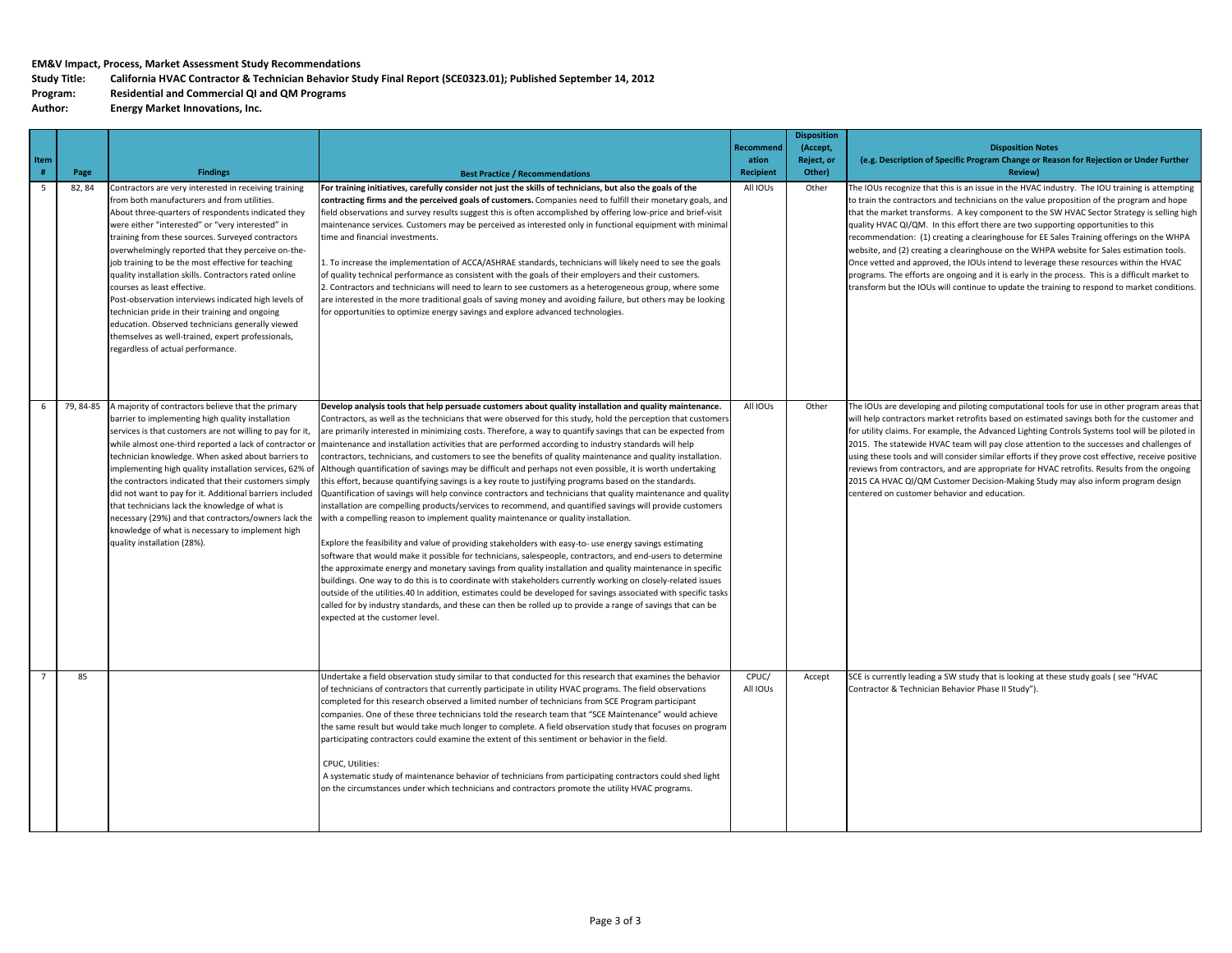**EM&V Impact, Process, Market Assessment Study Recommendations**
**Study Title: California HVAC Contractor & Technician Behavior Study Final Report (SCE0323.01); Published September 14, 2012**
**Program: Residential and Commercial QI and QM Programs**
**Author: Energy Market Innovations, Inc.**

| Item # | Page | Findings | Best Practice / Recommendations | Recommendation Recipient | Disposition (Accept, Reject, or Other) | Disposition Notes (e.g. Description of Specific Program Change or Reason for Rejection or Under Further Review) |
|---|---|---|---|---|---|---|
| 5 | 82, 84 | Contractors are very interested in receiving training from both manufacturers and from utilities. About three-quarters of respondents indicated they were either "interested" or "very interested" in training from these sources. Surveyed contractors overwhelmingly reported that they perceive on-the-job training to be the most effective for teaching quality installation skills. Contractors rated online courses as least effective. Post-observation interviews indicated high levels of technician pride in their training and ongoing education. Observed technicians generally viewed themselves as well-trained, expert professionals, regardless of actual performance. | **For training initiatives, carefully consider not just the skills of technicians, but also the goals of the contracting firms and the perceived goals of customers.** Companies need to fulfill their monetary goals, and field observations and survey results suggest this is often accomplished by offering low-price and brief-visit maintenance services. Customers may be perceived as interested only in functional equipment with minimal time and financial investments.<br><br>1. To increase the implementation of ACCA/ASHRAE standards, technicians will likely need to see the goals of quality technical performance as consistent with the goals of their employers and their customers.<br>2. Contractors and technicians will need to learn to see customers as a heterogeneous group, where some are interested in the more traditional goals of saving money and avoiding failure, but others may be looking for opportunities to optimize energy savings and explore advanced technologies. | All IOUs | Other | The IOUs recognize that this is an issue in the HVAC industry. The IOU training is attempting to train the contractors and technicians on the value proposition of the program and hope that the market transforms. A key component to the SW HVAC Sector Strategy is selling high quality HVAC QI/QM. In this effort there are two supporting opportunities to this recommendation: (1) creating a clearinghouse for EE Sales Training offerings on the WHPA website, and (2) creating a clearinghouse on the WHPA website for Sales estimation tools. Once vetted and approved, the IOUs intend to leverage these resources within the HVAC programs. The efforts are ongoing and it is early in the process. This is a difficult market to transform but the IOUs will continue to update the training to respond to market conditions. |
| 6 | 79, 84-85 | A majority of contractors believe that the primary barrier to implementing high quality installation services is that customers are not willing to pay for it, while almost one-third reported a lack of contractor or technician knowledge. When asked about barriers to implementing high quality installation services, 62% of the contractors indicated that their customers simply did not want to pay for it. Additional barriers included that technicians lack the knowledge of what is necessary (29%) and that contractors/owners lack the knowledge of what is necessary to implement high quality installation (28%). | **Develop analysis tools that help persuade customers about quality installation and quality maintenance.** Contractors, as well as the technicians that were observed for this study, hold the perception that customers are primarily interested in minimizing costs. Therefore, a way to quantify savings that can be expected from maintenance and installation activities that are performed according to industry standards will help contractors, technicians, and customers to see the benefits of quality maintenance and quality installation. Although quantification of savings may be difficult and perhaps not even possible, it is worth undertaking this effort, because quantifying savings is a key route to justifying programs based on the standards. Quantification of savings will help convince contractors and technicians that quality maintenance and quality installation are compelling products/services to recommend, and quantified savings will provide customers with a compelling reason to implement quality maintenance or quality installation.<br><br>Explore the feasibility and value of providing stakeholders with easy-to- use energy savings estimating software that would make it possible for technicians, salespeople, contractors, and end-users to determine the approximate energy and monetary savings from quality installation and quality maintenance in specific buildings. One way to do this is to coordinate with stakeholders currently working on closely-related issues outside of the utilities.40 In addition, estimates could be developed for savings associated with specific tasks called for by industry standards, and these can then be rolled up to provide a range of savings that can be expected at the customer level. | All IOUs | Other | The IOUs are developing and piloting computational tools for use in other program areas that will help contractors market retrofits based on estimated savings both for the customer and for utility claims. For example, the Advanced Lighting Controls Systems tool will be piloted in 2015. The statewide HVAC team will pay close attention to the successes and challenges of using these tools and will consider similar efforts if they prove cost effective, receive positive reviews from contractors, and are appropriate for HVAC retrofits. Results from the ongoing 2015 CA HVAC QI/QM Customer Decision-Making Study may also inform program design centered on customer behavior and education. |
| 7 | 85 | | Undertake a field observation study similar to that conducted for this research that examines the behavior of technicians of contractors that currently participate in utility HVAC programs. The field observations completed for this research observed a limited number of technicians from SCE Program participant companies. One of these three technicians told the research team that "SCE Maintenance" would achieve the same result but would take much longer to complete. A field observation study that focuses on program participating contractors could examine the extent of this sentiment or behavior in the field.<br><br>CPUC, Utilities:<br>A systematic study of maintenance behavior of technicians from participating contractors could shed light on the circumstances under which technicians and contractors promote the utility HVAC programs. | CPUC/ All IOUs | Accept | SCE is currently leading a SW study that is looking at these study goals ( see "HVAC Contractor & Technician Behavior Phase II Study"). |